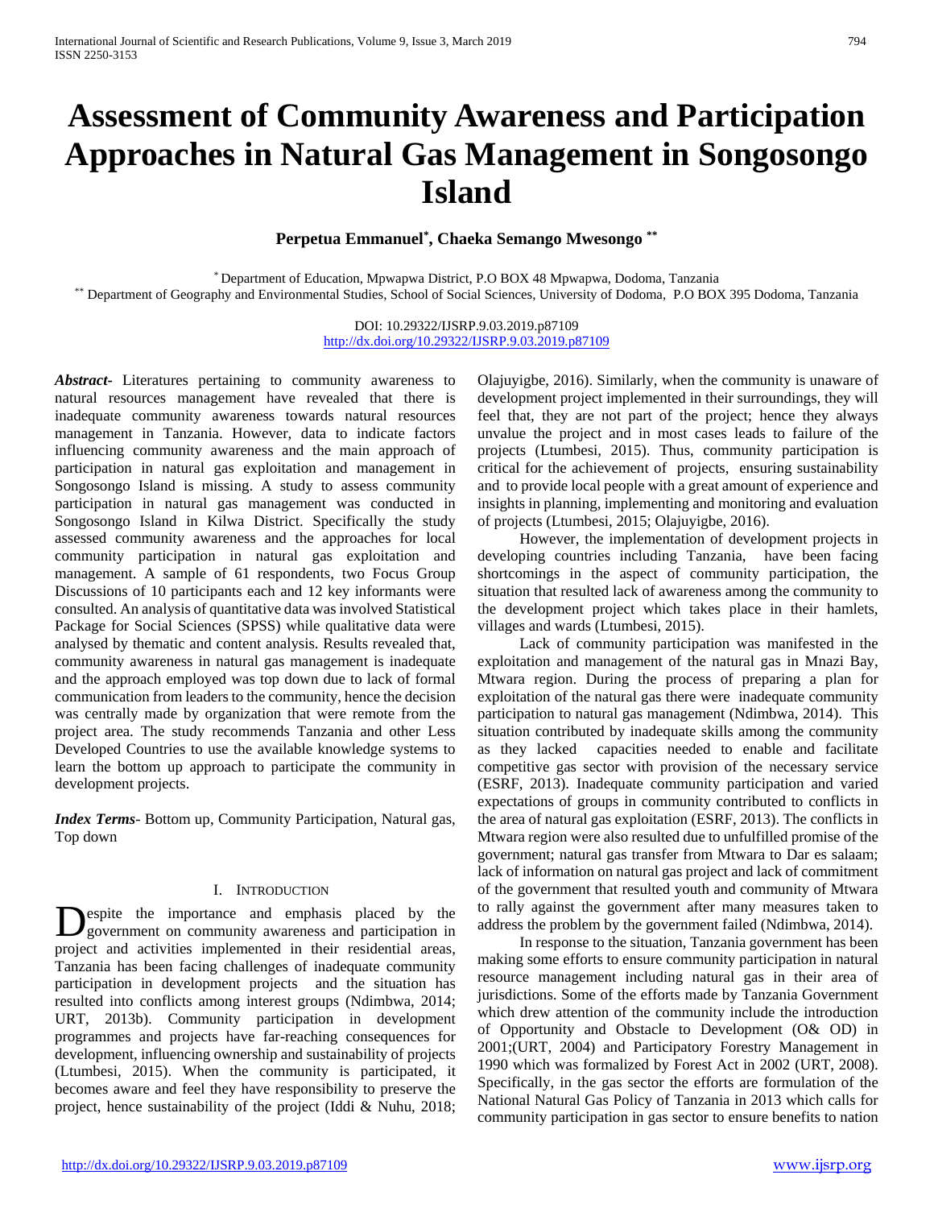# Assessment of Community Awareness and Participation Approaches in Natural Gas Management in Songosongo Island

**Perpetua Emmanuel[*], Chaeka Semango Mwesongo [**]**

[*] Department of Education, Mpwapwa District, P.O BOX 48 Mpwapwa, Dodoma, Tanzania
[**] Department of Geography and Environmental Studies, School of Social Sciences, University of Dodoma, P.O BOX 395 Dodoma, Tanzania

DOI: 10.29322/IJSRP.9.03.2019.p87109
http://dx.doi.org/10.29322/IJSRP.9.03.2019.p87109

***Abstract***- Literatures pertaining to community awareness to natural resources management have revealed that there is inadequate community awareness towards natural resources management in Tanzania. However, data to indicate factors influencing community awareness and the main approach of participation in natural gas exploitation and management in Songosongo Island is missing. A study to assess community participation in natural gas management was conducted in Songosongo Island in Kilwa District. Specifically the study assessed community awareness and the approaches for local community participation in natural gas exploitation and management. A sample of 61 respondents, two Focus Group Discussions of 10 participants each and 12 key informants were consulted. An analysis of quantitative data was involved Statistical Package for Social Sciences (SPSS) while qualitative data were analysed by thematic and content analysis. Results revealed that, community awareness in natural gas management is inadequate and the approach employed was top down due to lack of formal communication from leaders to the community, hence the decision was centrally made by organization that were remote from the project area. The study recommends Tanzania and other Less Developed Countries to use the available knowledge systems to learn the bottom up approach to participate the community in development projects.

***Index Terms***- Bottom up, Community Participation, Natural gas, Top down

## I. INTRODUCTION

Despite the importance and emphasis placed by the government on community awareness and participation in project and activities implemented in their residential areas, Tanzania has been facing challenges of inadequate community participation in development projects and the situation has resulted into conflicts among interest groups (Ndimbwa, 2014; URT, 2013b). Community participation in development programmes and projects have far-reaching consequences for development, influencing ownership and sustainability of projects (Ltumbesi, 2015). When the community is participated, it becomes aware and feel they have responsibility to preserve the project, hence sustainability of the project (Iddi & Nuhu, 2018; Olajuyigbe, 2016). Similarly, when the community is unaware of development project implemented in their surroundings, they will feel that, they are not part of the project; hence they always unvalue the project and in most cases leads to failure of the projects (Ltumbesi, 2015). Thus, community participation is critical for the achievement of projects, ensuring sustainability and to provide local people with a great amount of experience and insights in planning, implementing and monitoring and evaluation of projects (Ltumbesi, 2015; Olajuyigbe, 2016).

However, the implementation of development projects in developing countries including Tanzania, have been facing shortcomings in the aspect of community participation, the situation that resulted lack of awareness among the community to the development project which takes place in their hamlets, villages and wards (Ltumbesi, 2015).

Lack of community participation was manifested in the exploitation and management of the natural gas in Mnazi Bay, Mtwara region. During the process of preparing a plan for exploitation of the natural gas there were inadequate community participation to natural gas management (Ndimbwa, 2014). This situation contributed by inadequate skills among the community as they lacked capacities needed to enable and facilitate competitive gas sector with provision of the necessary service (ESRF, 2013). Inadequate community participation and varied expectations of groups in community contributed to conflicts in the area of natural gas exploitation (ESRF, 2013). The conflicts in Mtwara region were also resulted due to unfulfilled promise of the government; natural gas transfer from Mtwara to Dar es salaam; lack of information on natural gas project and lack of commitment of the government that resulted youth and community of Mtwara to rally against the government after many measures taken to address the problem by the government failed (Ndimbwa, 2014).

In response to the situation, Tanzania government has been making some efforts to ensure community participation in natural resource management including natural gas in their area of jurisdictions. Some of the efforts made by Tanzania Government which drew attention of the community include the introduction of Opportunity and Obstacle to Development (O& OD) in 2001;(URT, 2004) and Participatory Forestry Management in 1990 which was formalized by Forest Act in 2002 (URT, 2008). Specifically, in the gas sector the efforts are formulation of the National Natural Gas Policy of Tanzania in 2013 which calls for community participation in gas sector to ensure benefits to nation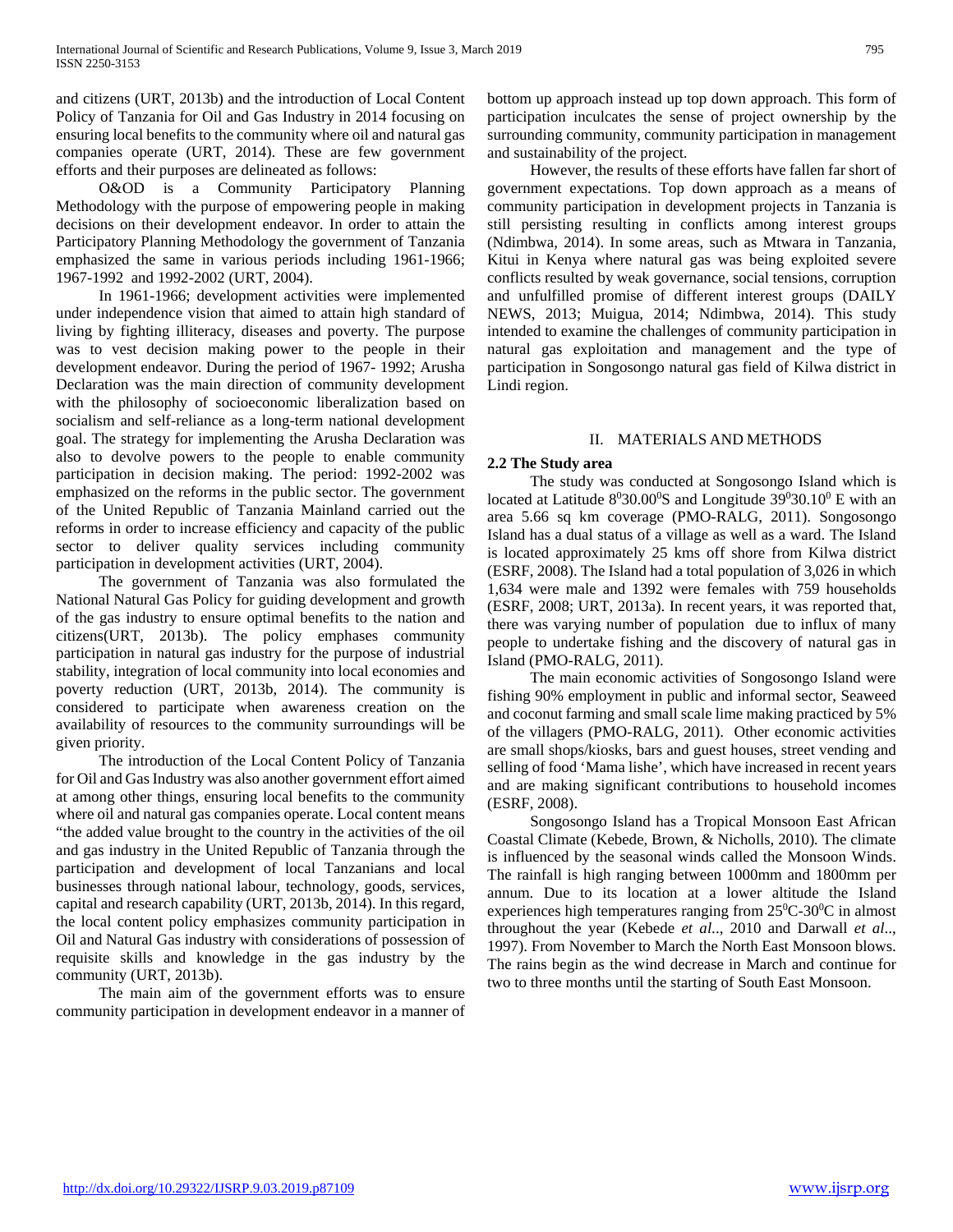and citizens (URT, 2013b) and the introduction of Local Content Policy of Tanzania for Oil and Gas Industry in 2014 focusing on ensuring local benefits to the community where oil and natural gas companies operate (URT, 2014). These are few government efforts and their purposes are delineated as follows:

O&OD is a Community Participatory Planning Methodology with the purpose of empowering people in making decisions on their development endeavor. In order to attain the Participatory Planning Methodology the government of Tanzania emphasized the same in various periods including 1961-1966; 1967-1992 and 1992-2002 (URT, 2004).

In 1961-1966; development activities were implemented under independence vision that aimed to attain high standard of living by fighting illiteracy, diseases and poverty. The purpose was to vest decision making power to the people in their development endeavor. During the period of 1967- 1992; Arusha Declaration was the main direction of community development with the philosophy of socioeconomic liberalization based on socialism and self-reliance as a long-term national development goal. The strategy for implementing the Arusha Declaration was also to devolve powers to the people to enable community participation in decision making. The period: 1992-2002 was emphasized on the reforms in the public sector. The government of the United Republic of Tanzania Mainland carried out the reforms in order to increase efficiency and capacity of the public sector to deliver quality services including community participation in development activities (URT, 2004).

The government of Tanzania was also formulated the National Natural Gas Policy for guiding development and growth of the gas industry to ensure optimal benefits to the nation and citizens(URT, 2013b). The policy emphases community participation in natural gas industry for the purpose of industrial stability, integration of local community into local economies and poverty reduction (URT, 2013b, 2014). The community is considered to participate when awareness creation on the availability of resources to the community surroundings will be given priority.

The introduction of the Local Content Policy of Tanzania for Oil and Gas Industry was also another government effort aimed at among other things, ensuring local benefits to the community where oil and natural gas companies operate. Local content means "the added value brought to the country in the activities of the oil and gas industry in the United Republic of Tanzania through the participation and development of local Tanzanians and local businesses through national labour, technology, goods, services, capital and research capability (URT, 2013b, 2014). In this regard, the local content policy emphasizes community participation in Oil and Natural Gas industry with considerations of possession of requisite skills and knowledge in the gas industry by the community (URT, 2013b).

The main aim of the government efforts was to ensure community participation in development endeavor in a manner of bottom up approach instead up top down approach. This form of participation inculcates the sense of project ownership by the surrounding community, community participation in management and sustainability of the project.

However, the results of these efforts have fallen far short of government expectations. Top down approach as a means of community participation in development projects in Tanzania is still persisting resulting in conflicts among interest groups (Ndimbwa, 2014). In some areas, such as Mtwara in Tanzania, Kitui in Kenya where natural gas was being exploited severe conflicts resulted by weak governance, social tensions, corruption and unfulfilled promise of different interest groups (DAILY NEWS, 2013; Muigua, 2014; Ndimbwa, 2014). This study intended to examine the challenges of community participation in natural gas exploitation and management and the type of participation in Songosongo natural gas field of Kilwa district in Lindi region.

## II. MATERIALS AND METHODS

### 2.2 The Study area

The study was conducted at Songosongo Island which is located at Latitude $8^0 30.00^0$S and Longitude $39^0 30.10^0$ E with an area 5.66 sq km coverage (PMO-RALG, 2011). Songosongo Island has a dual status of a village as well as a ward. The Island is located approximately 25 kms off shore from Kilwa district (ESRF, 2008). The Island had a total population of 3,026 in which 1,634 were male and 1392 were females with 759 households (ESRF, 2008; URT, 2013a). In recent years, it was reported that, there was varying number of population due to influx of many people to undertake fishing and the discovery of natural gas in Island (PMO-RALG, 2011).

The main economic activities of Songosongo Island were fishing 90% employment in public and informal sector, Seaweed and coconut farming and small scale lime making practiced by 5% of the villagers (PMO-RALG, 2011). Other economic activities are small shops/kiosks, bars and guest houses, street vending and selling of food 'Mama lishe', which have increased in recent years and are making significant contributions to household incomes (ESRF, 2008).

Songosongo Island has a Tropical Monsoon East African Coastal Climate (Kebede, Brown, & Nicholls, 2010). The climate is influenced by the seasonal winds called the Monsoon Winds. The rainfall is high ranging between 1000mm and 1800mm per annum. Due to its location at a lower altitude the Island experiences high temperatures ranging from $25^0$C-$30^0$C in almost throughout the year (Kebede *et al*.., 2010 and Darwall *et al*.., 1997). From November to March the North East Monsoon blows. The rains begin as the wind decrease in March and continue for two to three months until the starting of South East Monsoon.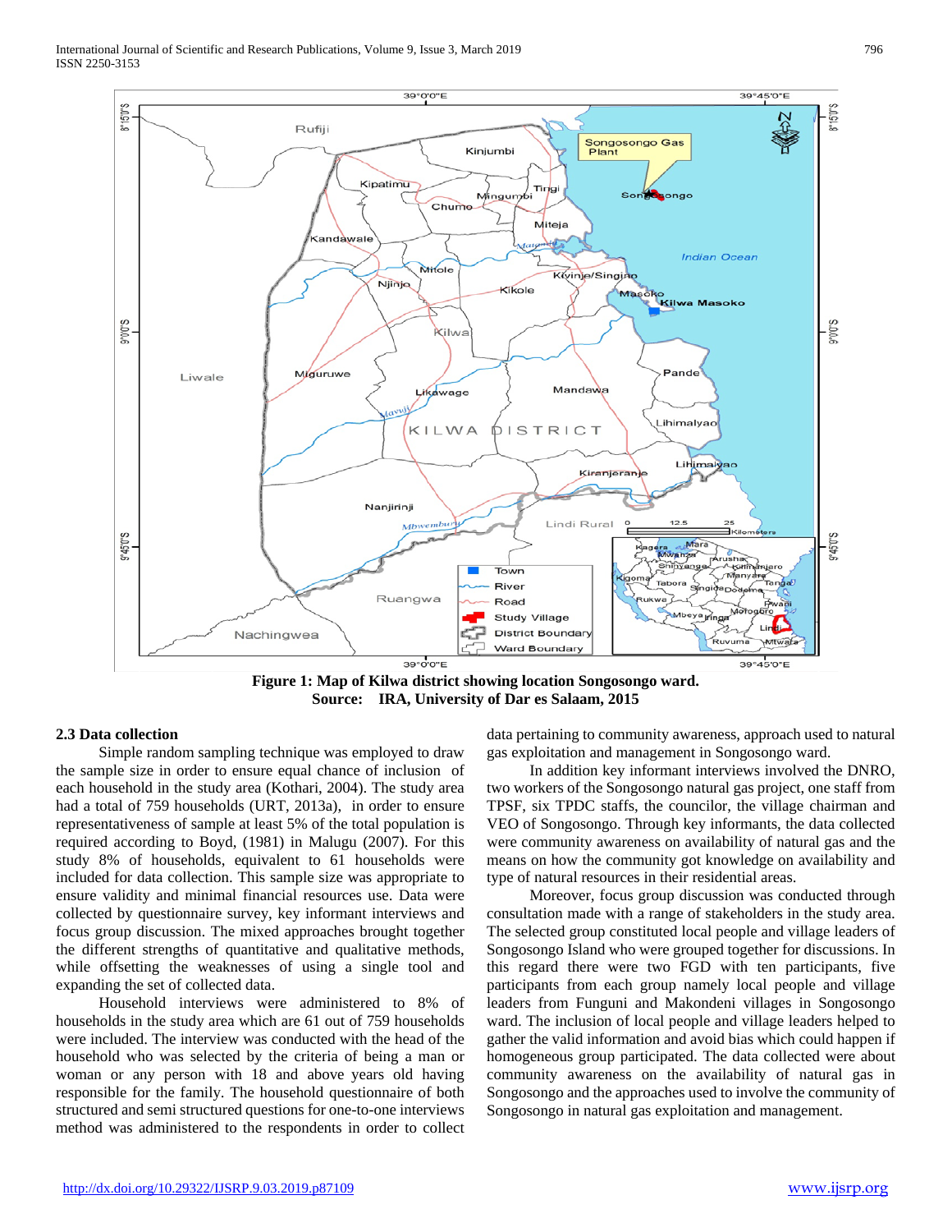Figure 1: Map of Kilwa district showing location Songosongo ward.
Source: IRA, University of Dar es Salaam, 2015

### 2.3 Data collection

Simple random sampling technique was employed to draw the sample size in order to ensure equal chance of inclusion of each household in the study area (Kothari, 2004). The study area had a total of 759 households (URT, 2013a), in order to ensure representativeness of sample at least 5% of the total population is required according to Boyd, (1981) in Malugu (2007). For this study 8% of households, equivalent to 61 households were included for data collection. This sample size was appropriate to ensure validity and minimal financial resources use. Data were collected by questionnaire survey, key informant interviews and focus group discussion. The mixed approaches brought together the different strengths of quantitative and qualitative methods, while offsetting the weaknesses of using a single tool and expanding the set of collected data.

Household interviews were administered to 8% of households in the study area which are 61 out of 759 households were included. The interview was conducted with the head of the household who was selected by the criteria of being a man or woman or any person with 18 and above years old having responsible for the family. The household questionnaire of both structured and semi structured questions for one-to-one interviews method was administered to the respondents in order to collect data pertaining to community awareness, approach used to natural gas exploitation and management in Songosongo ward.

In addition key informant interviews involved the DNRO, two workers of the Songosongo natural gas project, one staff from TPSF, six TPDC staffs, the councilor, the village chairman and VEO of Songosongo. Through key informants, the data collected were community awareness on availability of natural gas and the means on how the community got knowledge on availability and type of natural resources in their residential areas.

Moreover, focus group discussion was conducted through consultation made with a range of stakeholders in the study area. The selected group constituted local people and village leaders of Songosongo Island who were grouped together for discussions. In this regard there were two FGD with ten participants, five participants from each group namely local people and village leaders from Funguni and Makondeni villages in Songosongo ward. The inclusion of local people and village leaders helped to gather the valid information and avoid bias which could happen if homogeneous group participated. The data collected were about community awareness on the availability of natural gas in Songosongo and the approaches used to involve the community of Songosongo in natural gas exploitation and management.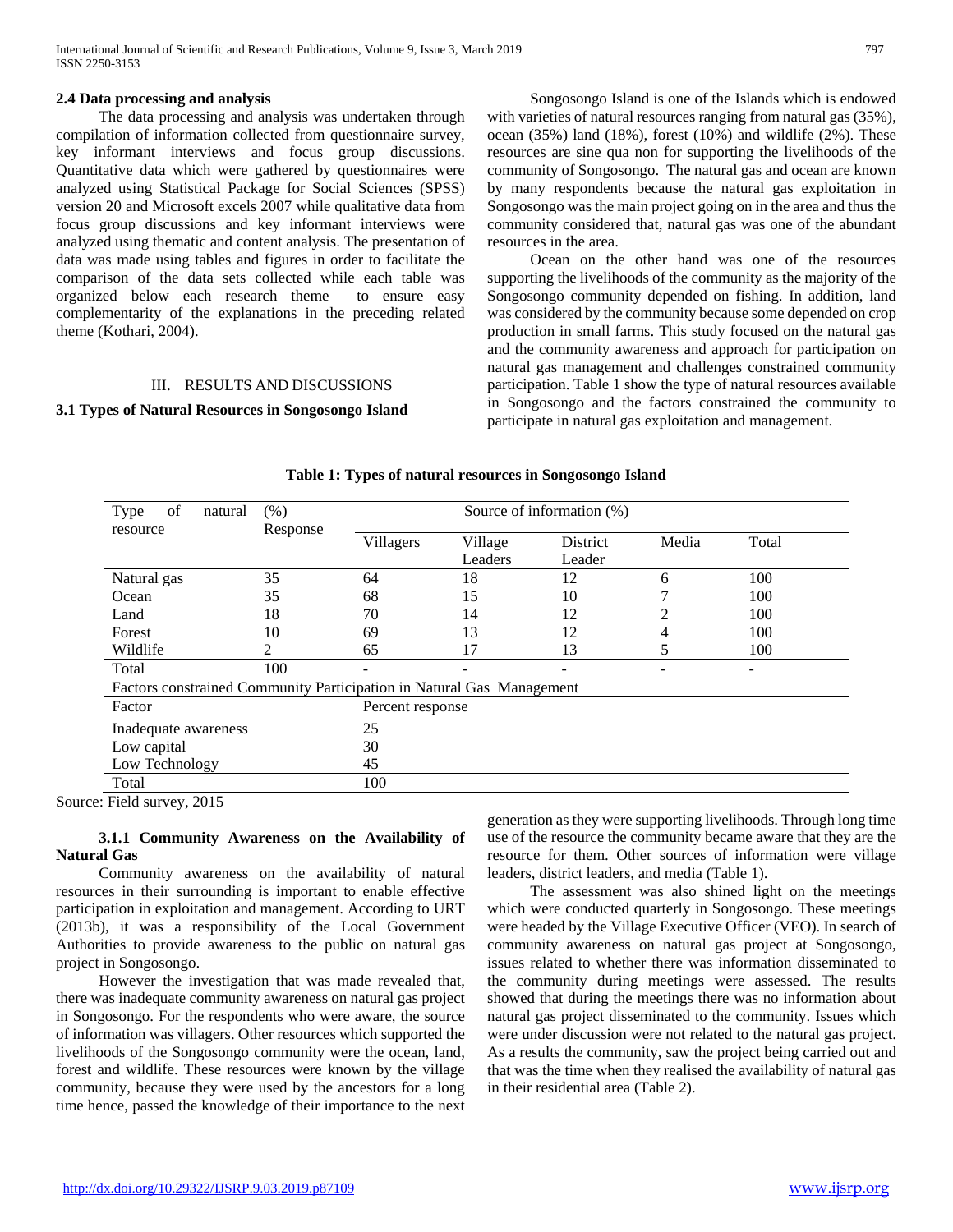### 2.4 Data processing and analysis

The data processing and analysis was undertaken through compilation of information collected from questionnaire survey, key informant interviews and focus group discussions. Quantitative data which were gathered by questionnaires were analyzed using Statistical Package for Social Sciences (SPSS) version 20 and Microsoft excels 2007 while qualitative data from focus group discussions and key informant interviews were analyzed using thematic and content analysis. The presentation of data was made using tables and figures in order to facilitate the comparison of the data sets collected while each table was organized below each research theme to ensure easy complementarity of the explanations in the preceding related theme (Kothari, 2004).

## III. RESULTS AND DISCUSSIONS

### 3.1 Types of Natural Resources in Songosongo Island

Songosongo Island is one of the Islands which is endowed with varieties of natural resources ranging from natural gas (35%), ocean (35%) land (18%), forest (10%) and wildlife (2%). These resources are sine qua non for supporting the livelihoods of the community of Songosongo. The natural gas and ocean are known by many respondents because the natural gas exploitation in Songosongo was the main project going on in the area and thus the community considered that, natural gas was one of the abundant resources in the area.

Ocean on the other hand was one of the resources supporting the livelihoods of the community as the majority of the Songosongo community depended on fishing. In addition, land was considered by the community because some depended on crop production in small farms. This study focused on the natural gas and the community awareness and approach for participation on natural gas management and challenges constrained community participation. Table 1 show the type of natural resources available in Songosongo and the factors constrained the community to participate in natural gas exploitation and management.

**Table 1: Types of natural resources in Songosongo Island**

| Type of natural resource | (%) Response | Source of information (%) | | | | |
|---|---|---|---|---|---|---|
| | | Villagers | Village Leaders | District Leader | Media | Total |
| Natural gas | 35 | 64 | 18 | 12 | 6 | 100 |
| Ocean | 35 | 68 | 15 | 10 | 7 | 100 |
| Land | 18 | 70 | 14 | 12 | 2 | 100 |
| Forest | 10 | 69 | 13 | 12 | 4 | 100 |
| Wildlife | 2 | 65 | 17 | 13 | 5 | 100 |
| Total | 100 | - | - | - | - | - |
| Factors constrained Community Participation in Natural Gas Management | | | | | | |
| Factor | | Percent response | | | | |
| Inadequate awareness | | 25 | | | | |
| Low capital | | 30 | | | | |
| Low Technology | | 45 | | | | |
| Total | | 100 | | | | |

Source: Field survey, 2015

#### 3.1.1 Community Awareness on the Availability of Natural Gas

Community awareness on the availability of natural resources in their surrounding is important to enable effective participation in exploitation and management. According to URT (2013b), it was a responsibility of the Local Government Authorities to provide awareness to the public on natural gas project in Songosongo.

However the investigation that was made revealed that, there was inadequate community awareness on natural gas project in Songosongo. For the respondents who were aware, the source of information was villagers. Other resources which supported the livelihoods of the Songosongo community were the ocean, land, forest and wildlife. These resources were known by the village community, because they were used by the ancestors for a long time hence, passed the knowledge of their importance to the next generation as they were supporting livelihoods. Through long time use of the resource the community became aware that they are the resource for them. Other sources of information were village leaders, district leaders, and media (Table 1).

The assessment was also shined light on the meetings which were conducted quarterly in Songosongo. These meetings were headed by the Village Executive Officer (VEO). In search of community awareness on natural gas project at Songosongo, issues related to whether there was information disseminated to the community during meetings were assessed. The results showed that during the meetings there was no information about natural gas project disseminated to the community. Issues which were under discussion were not related to the natural gas project. As a results the community, saw the project being carried out and that was the time when they realised the availability of natural gas in their residential area (Table 2).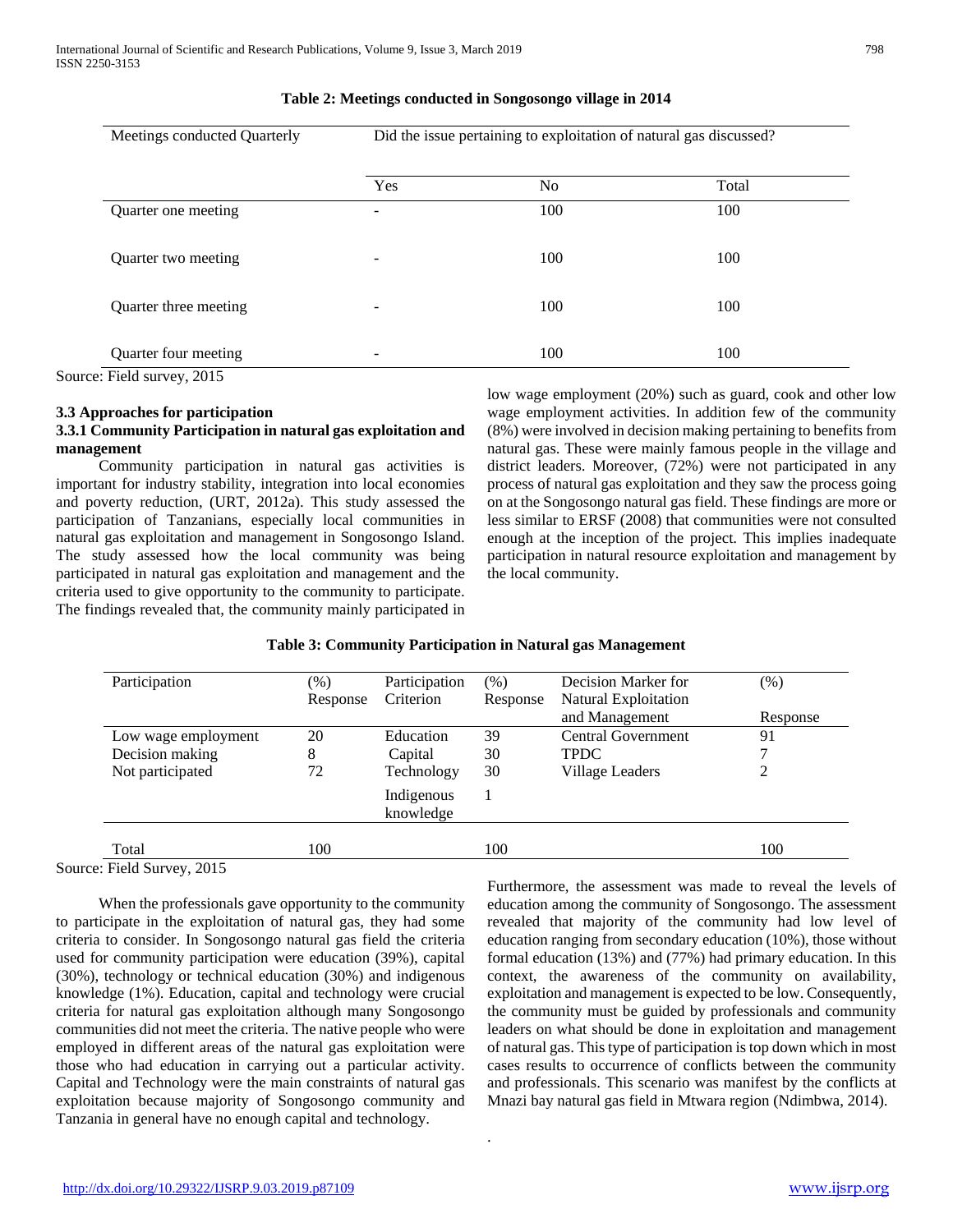**Table 2: Meetings conducted in Songosongo village in 2014**

| Meetings conducted Quarterly | Did the issue pertaining to exploitation of natural gas discussed? | | |
|---|---|---|---|
| | Yes | No | Total |
| Quarter one meeting | - | 100 | 100 |
| Quarter two meeting | - | 100 | 100 |
| Quarter three meeting | - | 100 | 100 |
| Quarter four meeting | - | 100 | 100 |

Source: Field survey, 2015

### 3.3 Approaches for participation

#### 3.3.1 Community Participation in natural gas exploitation and management

Community participation in natural gas activities is important for industry stability, integration into local economies and poverty reduction, (URT, 2012a). This study assessed the participation of Tanzanians, especially local communities in natural gas exploitation and management in Songosongo Island. The study assessed how the local community was being participated in natural gas exploitation and management and the criteria used to give opportunity to the community to participate. The findings revealed that, the community mainly participated in low wage employment (20%) such as guard, cook and other low wage employment activities. In addition few of the community (8%) were involved in decision making pertaining to benefits from natural gas. These were mainly famous people in the village and district leaders. Moreover, (72%) were not participated in any process of natural gas exploitation and they saw the process going on at the Songosongo natural gas field. These findings are more or less similar to ERSF (2008) that communities were not consulted enough at the inception of the project. This implies inadequate participation in natural resource exploitation and management by the local community.

**Table 3: Community Participation in Natural gas Management**

| Participation | (%) Response | Participation Criterion | (%) Response | Decision Marker for Natural Exploitation and Management | (%) Response |
|---|---|---|---|---|---|
| Low wage employment | 20 | Education | 39 | Central Government | 91 |
| Decision making | 8 | Capital | 30 | TPDC | 7 |
| Not participated | 72 | Technology | 30 | Village Leaders | 2 |
| | | Indigenous knowledge | 1 | | |
| Total | 100 | | 100 | | 100 |

Source: Field Survey, 2015

When the professionals gave opportunity to the community to participate in the exploitation of natural gas, they had some criteria to consider. In Songosongo natural gas field the criteria used for community participation were education (39%), capital (30%), technology or technical education (30%) and indigenous knowledge (1%). Education, capital and technology were crucial criteria for natural gas exploitation although many Songosongo communities did not meet the criteria. The native people who were employed in different areas of the natural gas exploitation were those who had education in carrying out a particular activity. Capital and Technology were the main constraints of natural gas exploitation because majority of Songosongo community and Tanzania in general have no enough capital and technology. Furthermore, the assessment was made to reveal the levels of education among the community of Songosongo. The assessment revealed that majority of the community had low level of education ranging from secondary education (10%), those without formal education (13%) and (77%) had primary education. In this context, the awareness of the community on availability, exploitation and management is expected to be low. Consequently, the community must be guided by professionals and community leaders on what should be done in exploitation and management of natural gas. This type of participation is top down which in most cases results to occurrence of conflicts between the community and professionals. This scenario was manifest by the conflicts at Mnazi bay natural gas field in Mtwara region (Ndimbwa, 2014).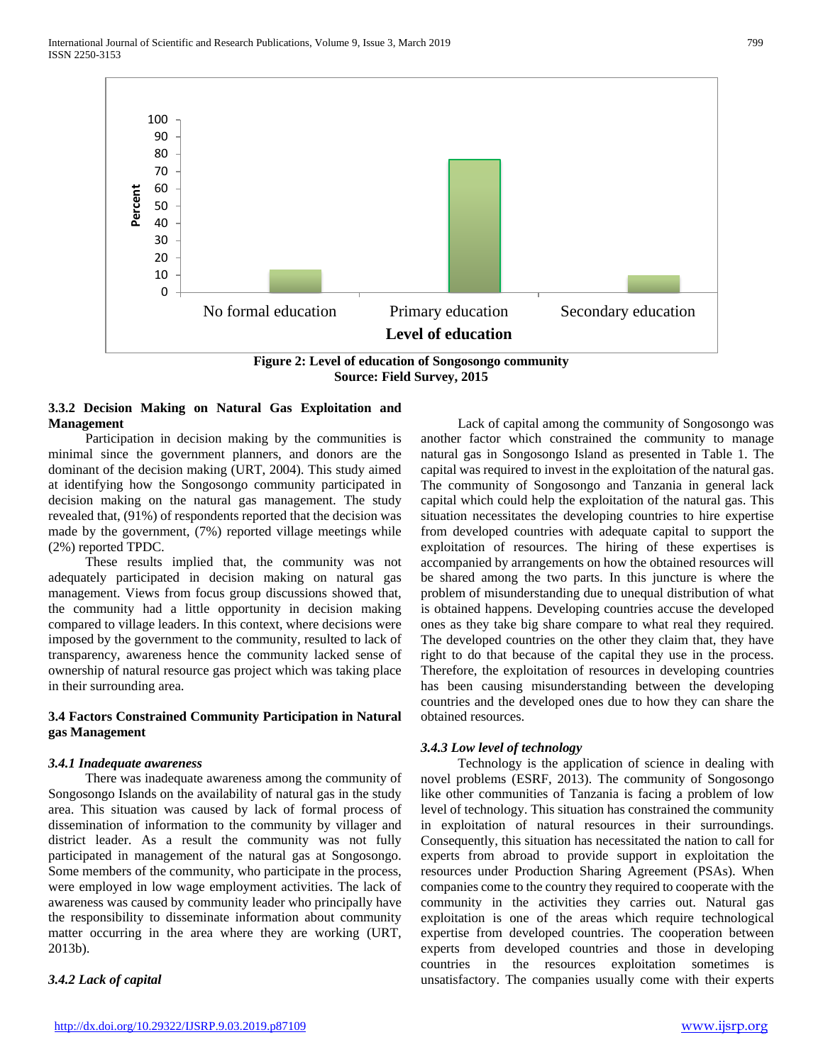Figure 2: Level of education of Songosongo community
Source: Field Survey, 2015

### 3.3.2 Decision Making on Natural Gas Exploitation and Management

Participation in decision making by the communities is minimal since the government planners, and donors are the dominant of the decision making (URT, 2004). This study aimed at identifying how the Songosongo community participated in decision making on the natural gas management. The study revealed that, (91%) of respondents reported that the decision was made by the government, (7%) reported village meetings while (2%) reported TPDC.

These results implied that, the community was not adequately participated in decision making on natural gas management. Views from focus group discussions showed that, the community had a little opportunity in decision making compared to village leaders. In this context, where decisions were imposed by the government to the community, resulted to lack of transparency, awareness hence the community lacked sense of ownership of natural resource gas project which was taking place in their surrounding area.

### 3.4 Factors Constrained Community Participation in Natural gas Management

#### *3.4.1 Inadequate awareness*

There was inadequate awareness among the community of Songosongo Islands on the availability of natural gas in the study area. This situation was caused by lack of formal process of dissemination of information to the community by villager and district leader. As a result the community was not fully participated in management of the natural gas at Songosongo. Some members of the community, who participate in the process, were employed in low wage employment activities. The lack of awareness was caused by community leader who principally have the responsibility to disseminate information about community matter occurring in the area where they are working (URT, 2013b).

#### *3.4.2 Lack of capital*

Lack of capital among the community of Songosongo was another factor which constrained the community to manage natural gas in Songosongo Island as presented in Table 1. The capital was required to invest in the exploitation of the natural gas. The community of Songosongo and Tanzania in general lack capital which could help the exploitation of the natural gas. This situation necessitates the developing countries to hire expertise from developed countries with adequate capital to support the exploitation of resources. The hiring of these expertises is accompanied by arrangements on how the obtained resources will be shared among the two parts. In this juncture is where the problem of misunderstanding due to unequal distribution of what is obtained happens. Developing countries accuse the developed ones as they take big share compare to what real they required. The developed countries on the other they claim that, they have right to do that because of the capital they use in the process. Therefore, the exploitation of resources in developing countries has been causing misunderstanding between the developing countries and the developed ones due to how they can share the obtained resources.

#### *3.4.3 Low level of technology*

Technology is the application of science in dealing with novel problems (ESRF, 2013). The community of Songosongo like other communities of Tanzania is facing a problem of low level of technology. This situation has constrained the community in exploitation of natural resources in their surroundings. Consequently, this situation has necessitated the nation to call for experts from abroad to provide support in exploitation the resources under Production Sharing Agreement (PSAs). When companies come to the country they required to cooperate with the community in the activities they carries out. Natural gas exploitation is one of the areas which require technological expertise from developed countries. The cooperation between experts from developed countries and those in developing countries in the resources exploitation sometimes is unsatisfactory. The companies usually come with their experts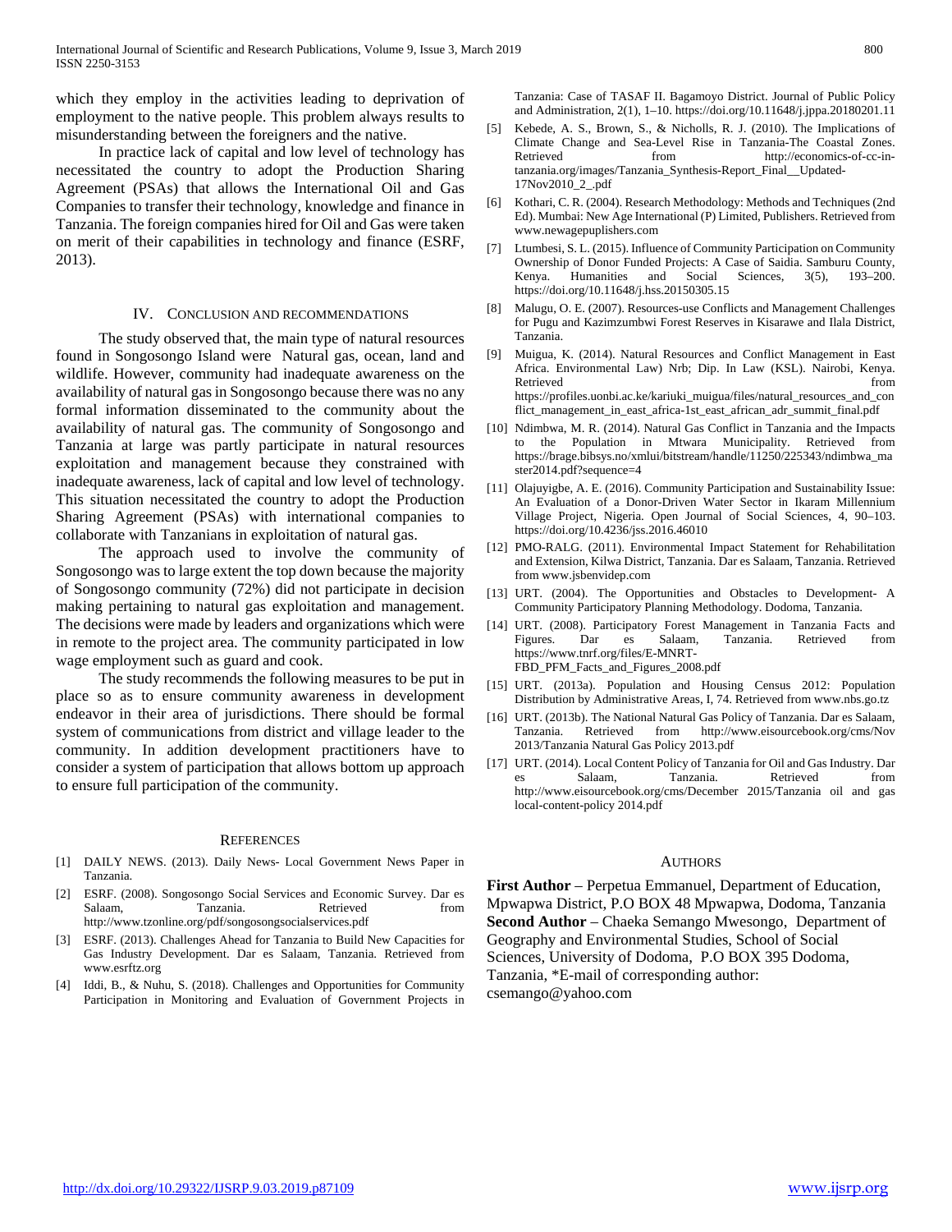which they employ in the activities leading to deprivation of employment to the native people. This problem always results to misunderstanding between the foreigners and the native.

In practice lack of capital and low level of technology has necessitated the country to adopt the Production Sharing Agreement (PSAs) that allows the International Oil and Gas Companies to transfer their technology, knowledge and finance in Tanzania. The foreign companies hired for Oil and Gas were taken on merit of their capabilities in technology and finance (ESRF, 2013).

## IV. Conclusion and Recommendations

The study observed that, the main type of natural resources found in Songosongo Island were Natural gas, ocean, land and wildlife. However, community had inadequate awareness on the availability of natural gas in Songosongo because there was no any formal information disseminated to the community about the availability of natural gas. The community of Songosongo and Tanzania at large was partly participate in natural resources exploitation and management because they constrained with inadequate awareness, lack of capital and low level of technology. This situation necessitated the country to adopt the Production Sharing Agreement (PSAs) with international companies to collaborate with Tanzanians in exploitation of natural gas.

The approach used to involve the community of Songosongo was to large extent the top down because the majority of Songosongo community (72%) did not participate in decision making pertaining to natural gas exploitation and management. The decisions were made by leaders and organizations which were in remote to the project area. The community participated in low wage employment such as guard and cook.

The study recommends the following measures to be put in place so as to ensure community awareness in development endeavor in their area of jurisdictions. There should be formal system of communications from district and village leader to the community. In addition development practitioners have to consider a system of participation that allows bottom up approach to ensure full participation of the community.

## References

[1] DAILY NEWS. (2013). Daily News- Local Government News Paper in Tanzania.

[2] ESRF. (2008). Songosongo Social Services and Economic Survey. Dar es Salaam, Tanzania. Retrieved from http://www.tzonline.org/pdf/songosongsocialservices.pdf

[3] ESRF. (2013). Challenges Ahead for Tanzania to Build New Capacities for Gas Industry Development. Dar es Salaam, Tanzania. Retrieved from www.esrftz.org

[4] Iddi, B., & Nuhu, S. (2018). Challenges and Opportunities for Community Participation in Monitoring and Evaluation of Government Projects in Tanzania: Case of TASAF II. Bagamoyo District. Journal of Public Policy and Administration, 2(1), 1–10. https://doi.org/10.11648/j.jppa.20180201.11

[5] Kebede, A. S., Brown, S., & Nicholls, R. J. (2010). The Implications of Climate Change and Sea-Level Rise in Tanzania-The Coastal Zones. Retrieved from http://economics-of-cc-in-tanzania.org/images/Tanzania_Synthesis-Report_Final__Updated-17Nov2010_2_.pdf

[6] Kothari, C. R. (2004). Research Methodology: Methods and Techniques (2nd Ed). Mumbai: New Age International (P) Limited, Publishers. Retrieved from www.newagepuplishers.com

[7] Ltumbesi, S. L. (2015). Influence of Community Participation on Community Ownership of Donor Funded Projects: A Case of Saidia. Samburu County, Kenya. Humanities and Social Sciences, 3(5), 193–200. https://doi.org/10.11648/j.hss.20150305.15

[8] Malugu, O. E. (2007). Resources-use Conflicts and Management Challenges for Pugu and Kazimzumbwi Forest Reserves in Kisarawe and Ilala District, Tanzania.

[9] Muigua, K. (2014). Natural Resources and Conflict Management in East Africa. Environmental Law) Nrb; Dip. In Law (KSL). Nairobi, Kenya. Retrieved from https://profiles.uonbi.ac.ke/kariuki_muigua/files/natural_resources_and_conflict_management_in_east_africa-1st_east_african_adr_summit_final.pdf

[10] Ndimbwa, M. R. (2014). Natural Gas Conflict in Tanzania and the Impacts to the Population in Mtwara Municipality. Retrieved from https://brage.bibsys.no/xmlui/bitstream/handle/11250/225343/ndimbwa_master2014.pdf?sequence=4

[11] Olajuyigbe, A. E. (2016). Community Participation and Sustainability Issue: An Evaluation of a Donor-Driven Water Sector in Ikaram Millennium Village Project, Nigeria. Open Journal of Social Sciences, 4, 90–103. https://doi.org/10.4236/jss.2016.46010

[12] PMO-RALG. (2011). Environmental Impact Statement for Rehabilitation and Extension, Kilwa District, Tanzania. Dar es Salaam, Tanzania. Retrieved from www.jsbenvidep.com

[13] URT. (2004). The Opportunities and Obstacles to Development- A Community Participatory Planning Methodology. Dodoma, Tanzania.

[14] URT. (2008). Participatory Forest Management in Tanzania Facts and Figures. Dar es Salaam, Tanzania. Retrieved from https://www.tnrf.org/files/E-MNRT-FBD_PFM_Facts_and_Figures_2008.pdf

[15] URT. (2013a). Population and Housing Census 2012: Population Distribution by Administrative Areas, I, 74. Retrieved from www.nbs.go.tz

[16] URT. (2013b). The National Natural Gas Policy of Tanzania. Dar es Salaam, Tanzania. Retrieved from http://www.eisourcebook.org/cms/Nov 2013/Tanzania Natural Gas Policy 2013.pdf

[17] URT. (2014). Local Content Policy of Tanzania for Oil and Gas Industry. Dar es Salaam, Tanzania. Retrieved from http://www.eisourcebook.org/cms/December 2015/Tanzania oil and gas local-content-policy 2014.pdf

## Authors

**First Author** – Perpetua Emmanuel, Department of Education, Mpwapwa District, P.O BOX 48 Mpwapwa, Dodoma, Tanzania

**Second Author** – Chaeka Semango Mwesongo, Department of Geography and Environmental Studies, School of Social Sciences, University of Dodoma, P.O BOX 395 Dodoma, Tanzania, *E-mail of corresponding author: csemango@yahoo.com